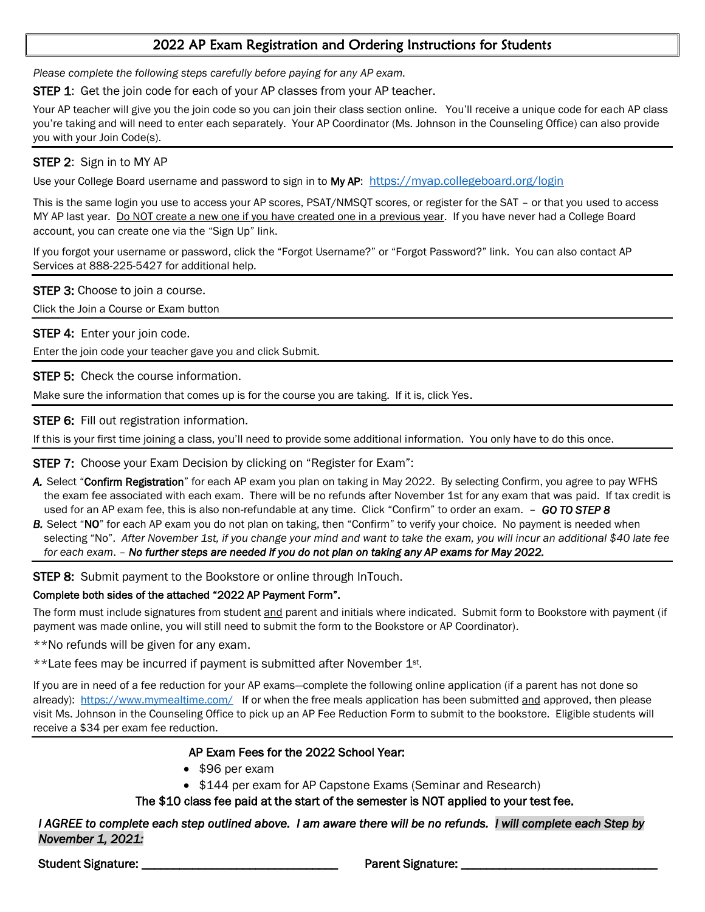# 2022 AP Exam Registration and Ordering Instructions for Students

*Please complete the following steps carefully before paying for any AP exam.*

**STEP 1**: Get the join code for each of your AP classes from your AP teacher.

Your AP teacher will give you the join code so you can join their class section online. You'll receive a unique code for each AP class you're taking and will need to enter each separately. Your AP Coordinator (Ms. Johnson in the Counseling Office) can also provide you with your Join Code(s).

**STEP 2**: Sign in to MY AP

Use your College Board username and password to sign in to **My AP**: https://myap.collegeboard.org/login

This is the same login you use to access your AP scores, PSAT/NMSQT scores, or register for the SAT – or that you used to access MY AP last year. Do NOT create a new one if you have created one in a previous year. If you have never had a College Board account, you can create one via the "Sign Up" link.

If you forgot your username or password, click the "Forgot Username?" or "Forgot Password?" link. You can also contact AP Services at 888-225-5427 for additional help.

**STEP 3:** Choose to join a course.

Click the Join a Course or Exam button

**STEP 4:** Enter your join code.

Enter the join code your teacher gave you and click Submit.

**STEP 5:** Check the course information.

Make sure the information that comes up is for the course you are taking. If it is, click Yes.

**STEP 6:** Fill out registration information.

If this is your first time joining a class, you'll need to provide some additional information. You only have to do this once.

**STEP 7:** Choose your Exam Decision by clicking on "Register for Exam":

***A.*** Select "**Confirm Registration**" for each AP exam you plan on taking in May 2022. By selecting Confirm, you agree to pay WFHS the exam fee associated with each exam. There will be no refunds after November 1st for any exam that was paid. If tax credit is used for an AP exam fee, this is also non-refundable at any time. Click "Confirm" to order an exam. – ***GO TO STEP 8***

***B.*** Select "**NO**" for each AP exam you do not plan on taking, then "Confirm" to verify your choice. No payment is needed when selecting "No". *After November 1st, if you change your mind and want to take the exam, you will incur an additional $40 late fee for each exam*. – ***No further steps are needed if you do not plan on taking any AP exams for May 2022.***

**STEP 8:** Submit payment to the Bookstore or online through InTouch.

**Complete both sides of the attached "2022 AP Payment Form".**

The form must include signatures from student and parent and initials where indicated. Submit form to Bookstore with payment (if payment was made online, you will still need to submit the form to the Bookstore or AP Coordinator).

**No refunds will be given for any exam.

**Late fees may be incurred if payment is submitted after November 1st.

If you are in need of a fee reduction for your AP exams—complete the following online application (if a parent has not done so already): https://www.mymealtime.com/ If or when the free meals application has been submitted and approved, then please visit Ms. Johnson in the Counseling Office to pick up an AP Fee Reduction Form to submit to the bookstore. Eligible students will receive a $34 per exam fee reduction.

**AP Exam Fees for the 2022 School Year:**

- $96 per exam
- $144 per exam for AP Capstone Exams (Seminar and Research)

**The $10 class fee paid at the start of the semester is NOT applied to your test fee.**

***I AGREE to complete each step outlined above. I am aware there will be no refunds. I will complete each Step by November 1, 2021:***

**Student Signature:** ______________________________ **Parent Signature:** ______________________________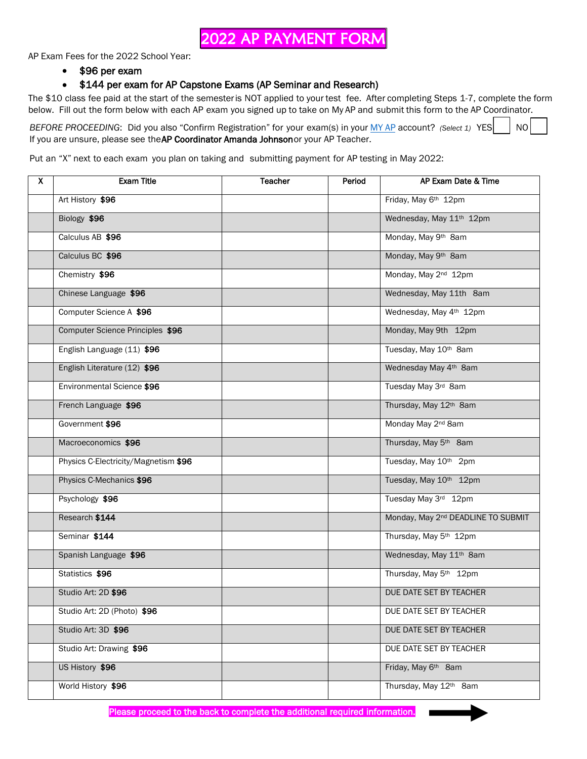# 2022 AP PAYMENT FORM

AP Exam Fees for the 2022 School Year:

- **$96 per exam**
- **$144 per exam for AP Capstone Exams (AP Seminar and Research)**

The $10 class fee paid at the start of the semester is NOT applied to your test fee. After completing Steps 1-7, complete the form below. Fill out the form below with each AP exam you signed up to take on My AP and submit this form to the AP Coordinator.

*BEFORE PROCEEDING*: Did you also "Confirm Registration" for your exam(s) in your MY AP account? *(Select 1)* YES ☐ NO ☐

If you are unsure, please see the **AP Coordinator Amanda Johnson** or your AP Teacher.

Put an "X" next to each exam you plan on taking and submitting payment for AP testing in May 2022:

| X | Exam Title | Teacher | Period | AP Exam Date & Time |
|---|---|---|---|---|
| | Art History **$96** | | | Friday, May 6th 12pm |
| | Biology **$96** | | | Wednesday, May 11th 12pm |
| | Calculus AB **$96** | | | Monday, May 9th 8am |
| | Calculus BC **$96** | | | Monday, May 9th 8am |
| | Chemistry **$96** | | | Monday, May 2nd 12pm |
| | Chinese Language **$96** | | | Wednesday, May 11th 8am |
| | Computer Science A **$96** | | | Wednesday, May 4th 12pm |
| | Computer Science Principles **$96** | | | Monday, May 9th 12pm |
| | English Language (11) **$96** | | | Tuesday, May 10th 8am |
| | English Literature (12) **$96** | | | Wednesday May 4th 8am |
| | Environmental Science **$96** | | | Tuesday May 3rd 8am |
| | French Language **$96** | | | Thursday, May 12th 8am |
| | Government **$96** | | | Monday May 2nd 8am |
| | Macroeconomics **$96** | | | Thursday, May 5th 8am |
| | Physics C-Electricity/Magnetism **$96** | | | Tuesday, May 10th 2pm |
| | Physics C-Mechanics **$96** | | | Tuesday, May 10th 12pm |
| | Psychology **$96** | | | Tuesday May 3rd 12pm |
| | Research **$144** | | | Monday, May 2nd DEADLINE TO SUBMIT |
| | Seminar **$144** | | | Thursday, May 5th 12pm |
| | Spanish Language **$96** | | | Wednesday, May 11th 8am |
| | Statistics **$96** | | | Thursday, May 5th 12pm |
| | Studio Art: 2D **$96** | | | DUE DATE SET BY TEACHER |
| | Studio Art: 2D (Photo) **$96** | | | DUE DATE SET BY TEACHER |
| | Studio Art: 3D **$96** | | | DUE DATE SET BY TEACHER |
| | Studio Art: Drawing **$96** | | | DUE DATE SET BY TEACHER |
| | US History **$96** | | | Friday, May 6th 8am |
| | World History **$96** | | | Thursday, May 12th 8am |

Please proceed to the back to complete the additional required information. →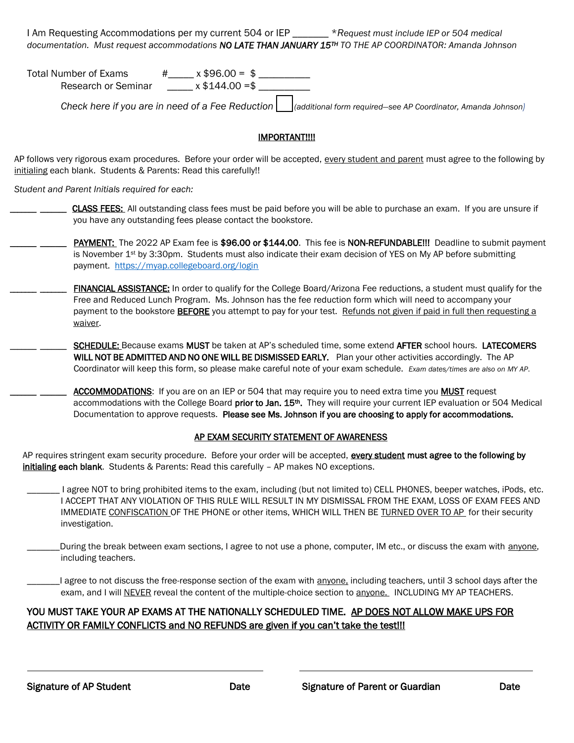I Am Requesting Accommodations per my current 504 or IEP _______ *Request must include IEP or 504 medical documentation. Must request accommodations **NO LATE THAN JANUARY 15TH** TO THE AP COORDINATOR: Amanda Johnson*

Total Number of Exams #_____ x $96.00 = $ __________

Research or Seminar _____ x $144.00 =$ __________

*Check here if you are in need of a Fee Reduction* ☐ *(additional form required—see AP Coordinator, Amanda Johnson)*

**IMPORTANT!!!!**

AP follows very rigorous exam procedures. Before your order will be accepted, every student and parent must agree to the following by initialing each blank. Students & Parents: Read this carefully!!

*Student and Parent Initials required for each:*

______ ______ **CLASS FEES:** All outstanding class fees must be paid before you will be able to purchase an exam. If you are unsure if you have any outstanding fees please contact the bookstore.

______ ______ **PAYMENT:** The 2022 AP Exam fee is **$96.00 or $144.00**. This fee is **NON-REFUNDABLE!!!** Deadline to submit payment is November 1st by 3:30pm. Students must also indicate their exam decision of YES on My AP before submitting payment. https://myap.collegeboard.org/login

______ ______ **FINANCIAL ASSISTANCE:** In order to qualify for the College Board/Arizona Fee reductions, a student must qualify for the Free and Reduced Lunch Program. Ms. Johnson has the fee reduction form which will need to accompany your payment to the bookstore **BEFORE** you attempt to pay for your test. Refunds not given if paid in full then requesting a waiver.

______ ______ **SCHEDULE:** Because exams **MUST** be taken at AP's scheduled time, some extend **AFTER** school hours. **LATECOMERS WILL NOT BE ADMITTED AND NO ONE WILL BE DISMISSED EARLY.** Plan your other activities accordingly. The AP Coordinator will keep this form, so please make careful note of your exam schedule. *Exam dates/times are also on MY AP.*

______ ______ **ACCOMMODATIONS**: If you are on an IEP or 504 that may require you to need extra time you **MUST** request accommodations with the College Board **prior to Jan. 15th.** They will require your current IEP evaluation or 504 Medical Documentation to approve requests. **Please see Ms. Johnson if you are choosing to apply for accommodations.**

**AP EXAM SECURITY STATEMENT OF AWARENESS**

AP requires stringent exam security procedure. Before your order will be accepted, **every student must agree to the following by initialing each blank**. Students & Parents: Read this carefully – AP makes NO exceptions.

_______ I agree NOT to bring prohibited items to the exam, including (but not limited to) CELL PHONES, beeper watches, iPods, etc. I ACCEPT THAT ANY VIOLATION OF THIS RULE WILL RESULT IN MY DISMISSAL FROM THE EXAM, LOSS OF EXAM FEES AND IMMEDIATE CONFISCATION OF THE PHONE or other items, WHICH WILL THEN BE TURNED OVER TO AP for their security investigation.

_______ During the break between exam sections, I agree to not use a phone, computer, IM etc., or discuss the exam with anyone, including teachers.

_______ I agree to not discuss the free-response section of the exam with anyone, including teachers, until 3 school days after the exam, and I will NEVER reveal the content of the multiple-choice section to anyone. INCLUDING MY AP TEACHERS.

**YOU MUST TAKE YOUR AP EXAMS AT THE NATIONALLY SCHEDULED TIME. AP DOES NOT ALLOW MAKE UPS FOR ACTIVITY OR FAMILY CONFLICTS and NO REFUNDS are given if you can't take the test!!!**

______________________________________ ______________________________________

**Signature of AP Student** **Date** **Signature of Parent or Guardian** **Date**